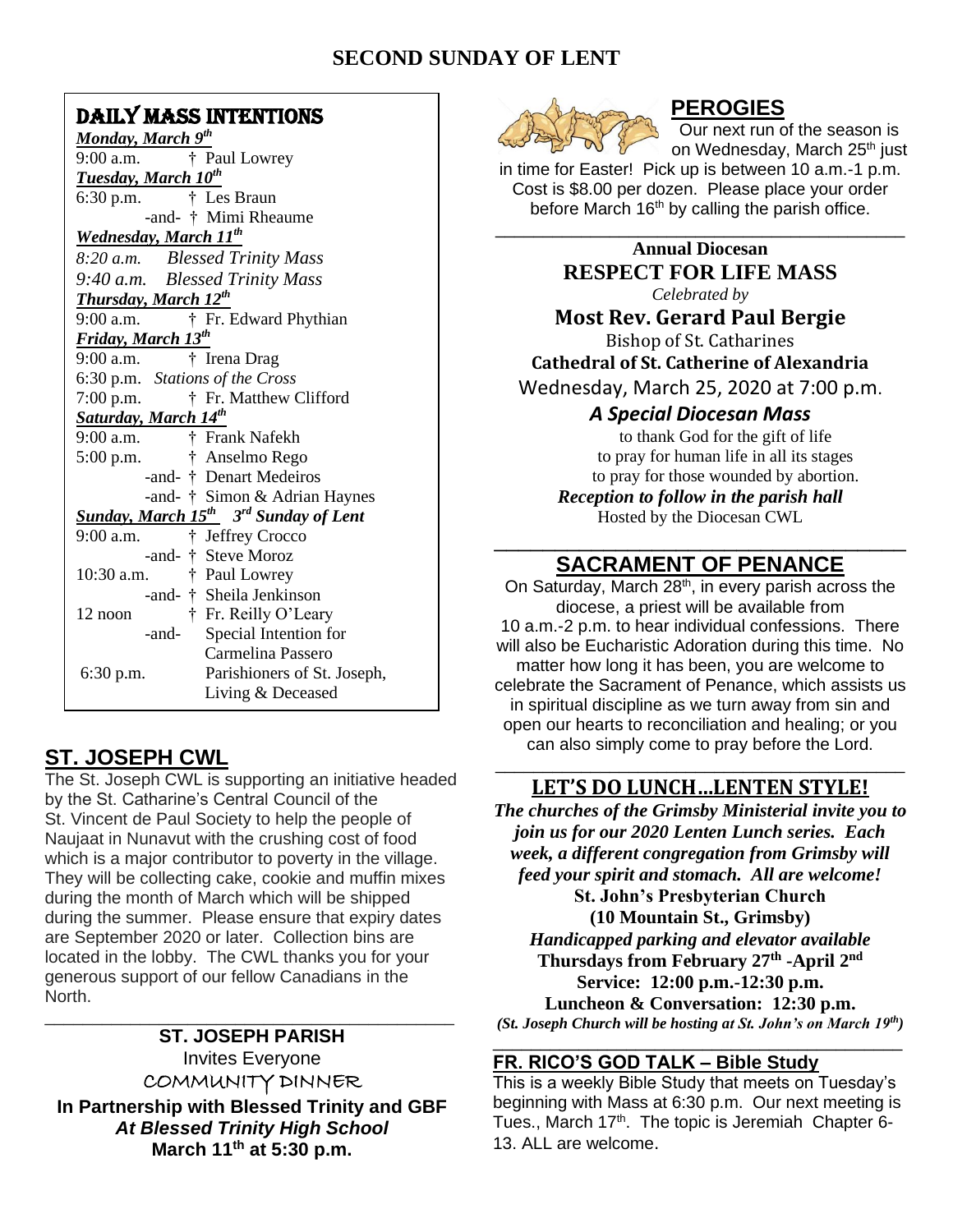# SECOND SUNDAY OF LENT

## DAILY MASS INTENTIONS

***Monday, March 9th***
9:00 a.m. † Paul Lowrey

***Tuesday, March 10th***
6:30 p.m. † Les Braun
-and- † Mimi Rheaume

***Wednesday, March 11th***
*8:20 a.m. Blessed Trinity Mass*
*9:40 a.m. Blessed Trinity Mass*

***Thursday, March 12th***
9:00 a.m. † Fr. Edward Phythian

***Friday, March 13th***
9:00 a.m. † Irena Drag
6:30 p.m. *Stations of the Cross*
7:00 p.m. † Fr. Matthew Clifford

***Saturday, March 14th***
9:00 a.m. † Frank Nafekh
5:00 p.m. † Anselmo Rego
-and- † Denart Medeiros
-and- † Simon & Adrian Haynes

***Sunday, March 15th 3rd Sunday of Lent***
9:00 a.m. † Jeffrey Crocco
-and- † Steve Moroz
10:30 a.m. † Paul Lowrey
-and- † Sheila Jenkinson
12 noon † Fr. Reilly O'Leary
-and- Special Intention for Carmelina Passero
6:30 p.m. Parishioners of St. Joseph, Living & Deceased

## ST. JOSEPH CWL

The St. Joseph CWL is supporting an initiative headed by the St. Catharine's Central Council of the St. Vincent de Paul Society to help the people of Naujaat in Nunavut with the crushing cost of food which is a major contributor to poverty in the village. They will be collecting cake, cookie and muffin mixes during the month of March which will be shipped during the summer. Please ensure that expiry dates are September 2020 or later. Collection bins are located in the lobby. The CWL thanks you for your generous support of our fellow Canadians in the North.

---

**ST. JOSEPH PARISH**
Invites Everyone
COMMUNITY DINNER
**In Partnership with Blessed Trinity and GBF**
***At Blessed Trinity High School***
**March 11th at 5:30 p.m.**

## PEROGIES

Our next run of the season is on Wednesday, March 25th just in time for Easter! Pick up is between 10 a.m.-1 p.m. Cost is $8.00 per dozen. Please place your order before March 16th by calling the parish office.

---

**Annual Diocesan**
**RESPECT FOR LIFE MASS**
*Celebrated by*
**Most Rev. Gerard Paul Bergie**
Bishop of St. Catharines
**Cathedral of St. Catherine of Alexandria**
Wednesday, March 25, 2020 at 7:00 p.m.

***A Special Diocesan Mass***
to thank God for the gift of life
to pray for human life in all its stages
to pray for those wounded by abortion.
***Reception to follow in the parish hall***
Hosted by the Diocesan CWL

---

## SACRAMENT OF PENANCE

On Saturday, March 28th, in every parish across the diocese, a priest will be available from 10 a.m.-2 p.m. to hear individual confessions. There will also be Eucharistic Adoration during this time. No matter how long it has been, you are welcome to celebrate the Sacrament of Penance, which assists us in spiritual discipline as we turn away from sin and open our hearts to reconciliation and healing; or you can also simply come to pray before the Lord.

---

## LET'S DO LUNCH…LENTEN STYLE!

***The churches of the Grimsby Ministerial invite you to join us for our 2020 Lenten Lunch series. Each week, a different congregation from Grimsby will feed your spirit and stomach. All are welcome!***
**St. John's Presbyterian Church**
**(10 Mountain St., Grimsby)**
***Handicapped parking and elevator available***
**Thursdays from February 27th -April 2nd**
**Service: 12:00 p.m.-12:30 p.m.**
**Luncheon & Conversation: 12:30 p.m.**
***(St. Joseph Church will be hosting at St. John's on March 19th)***

---

## FR. RICO'S GOD TALK – Bible Study

This is a weekly Bible Study that meets on Tuesday's beginning with Mass at 6:30 p.m. Our next meeting is Tues., March 17th. The topic is Jeremiah Chapter 6-13. ALL are welcome.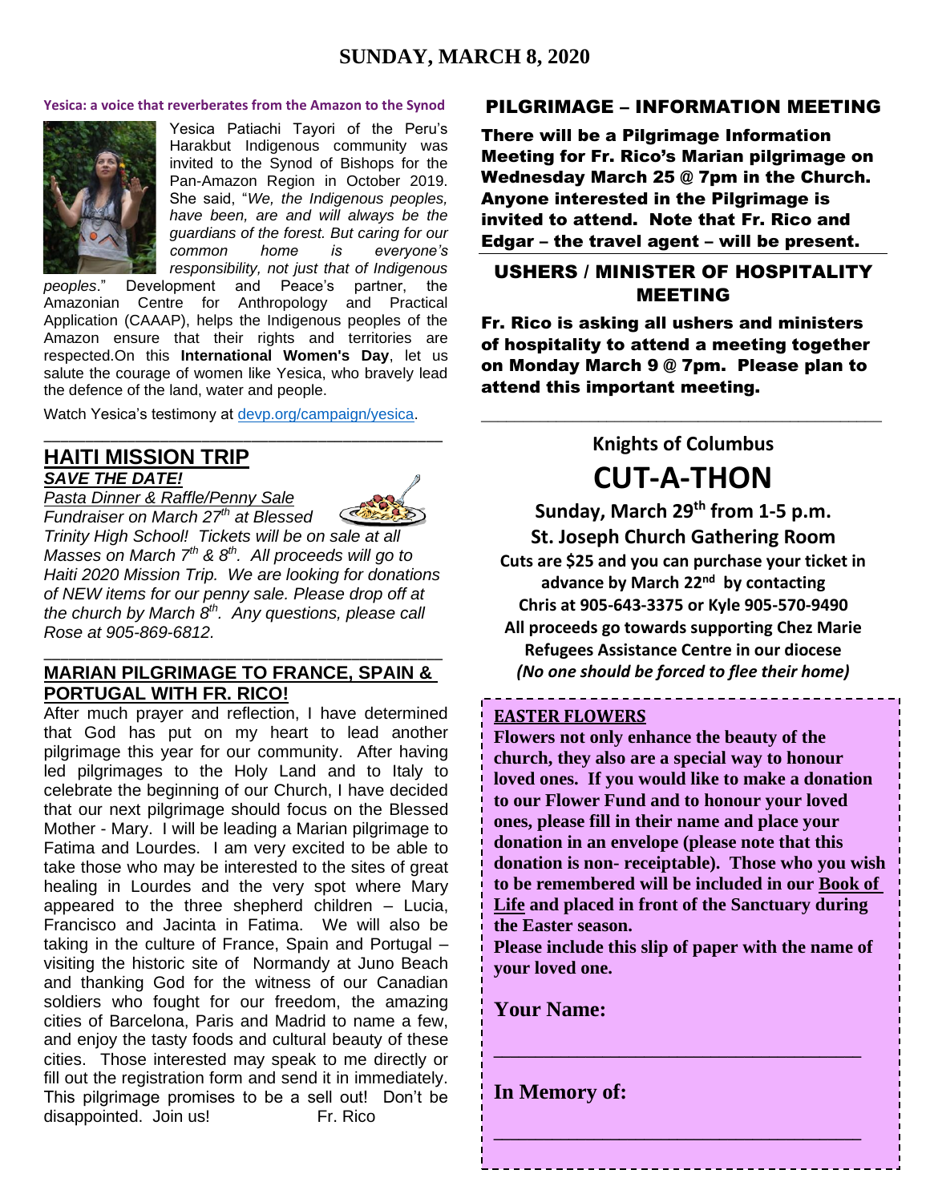# SUNDAY, MARCH 8, 2020

**Yesica: a voice that reverberates from the Amazon to the Synod**

Yesica Patiachi Tayori of the Peru's Harakbut Indigenous community was invited to the Synod of Bishops for the Pan-Amazon Region in October 2019. She said, "*We, the Indigenous peoples, have been, are and will always be the guardians of the forest. But caring for our common home is everyone's responsibility, not just that of Indigenous peoples*." Development and Peace's partner, the Amazonian Centre for Anthropology and Practical Application (CAAAP), helps the Indigenous peoples of the Amazon ensure that their rights and territories are respected.On this **International Women's Day**, let us salute the courage of women like Yesica, who bravely lead the defence of the land, water and people.

Watch Yesica's testimony at devp.org/campaign/yesica.

---

## HAITI MISSION TRIP

***SAVE THE DATE!***

*Pasta Dinner & Raffle/Penny Sale Fundraiser on March 27th at Blessed Trinity High School! Tickets will be on sale at all Masses on March 7th & 8th. All proceeds will go to Haiti 2020 Mission Trip. We are looking for donations of NEW items for our penny sale. Please drop off at the church by March 8th. Any questions, please call Rose at 905-869-6812.*

---

## MARIAN PILGRIMAGE TO FRANCE, SPAIN & PORTUGAL WITH FR. RICO!

After much prayer and reflection, I have determined that God has put on my heart to lead another pilgrimage this year for our community. After having led pilgrimages to the Holy Land and to Italy to celebrate the beginning of our Church, I have decided that our next pilgrimage should focus on the Blessed Mother - Mary. I will be leading a Marian pilgrimage to Fatima and Lourdes. I am very excited to be able to take those who may be interested to the sites of great healing in Lourdes and the very spot where Mary appeared to the three shepherd children – Lucia, Francisco and Jacinta in Fatima. We will also be taking in the culture of France, Spain and Portugal – visiting the historic site of Normandy at Juno Beach and thanking God for the witness of our Canadian soldiers who fought for our freedom, the amazing cities of Barcelona, Paris and Madrid to name a few, and enjoy the tasty foods and cultural beauty of these cities. Those interested may speak to me directly or fill out the registration form and send it in immediately. This pilgrimage promises to be a sell out! Don't be disappointed. Join us! Fr. Rico

## PILGRIMAGE – INFORMATION MEETING

**There will be a Pilgrimage Information Meeting for Fr. Rico's Marian pilgrimage on Wednesday March 25 @ 7pm in the Church. Anyone interested in the Pilgrimage is invited to attend. Note that Fr. Rico and Edgar – the travel agent – will be present.**

## USHERS / MINISTER OF HOSPITALITY MEETING

**Fr. Rico is asking all ushers and ministers of hospitality to attend a meeting together on Monday March 9 @ 7pm. Please plan to attend this important meeting.**

---

### Knights of Columbus

## CUT-A-THON

**Sunday, March 29th from 1-5 p.m.**

**St. Joseph Church Gathering Room**

**Cuts are $25 and you can purchase your ticket in advance by March 22nd by contacting Chris at 905-643-3375 or Kyle 905-570-9490**

**All proceeds go towards supporting Chez Marie Refugees Assistance Centre in our diocese**

***(No one should be forced to flee their home)***

## EASTER FLOWERS

**Flowers not only enhance the beauty of the church, they also are a special way to honour loved ones. If you would like to make a donation to our Flower Fund and to honour your loved ones, please fill in their name and place your donation in an envelope (please note that this donation is non- receiptable). Those who you wish to be remembered will be included in our Book of Life and placed in front of the Sanctuary during the Easter season.**

**Please include this slip of paper with the name of your loved one.**

**Your Name:**

\_\_\_\_\_\_\_\_\_\_\_\_\_\_\_\_\_\_\_\_\_\_\_\_\_\_\_\_\_\_\_\_\_\_\_\_

**In Memory of:**

\_\_\_\_\_\_\_\_\_\_\_\_\_\_\_\_\_\_\_\_\_\_\_\_\_\_\_\_\_\_\_\_\_\_\_\_